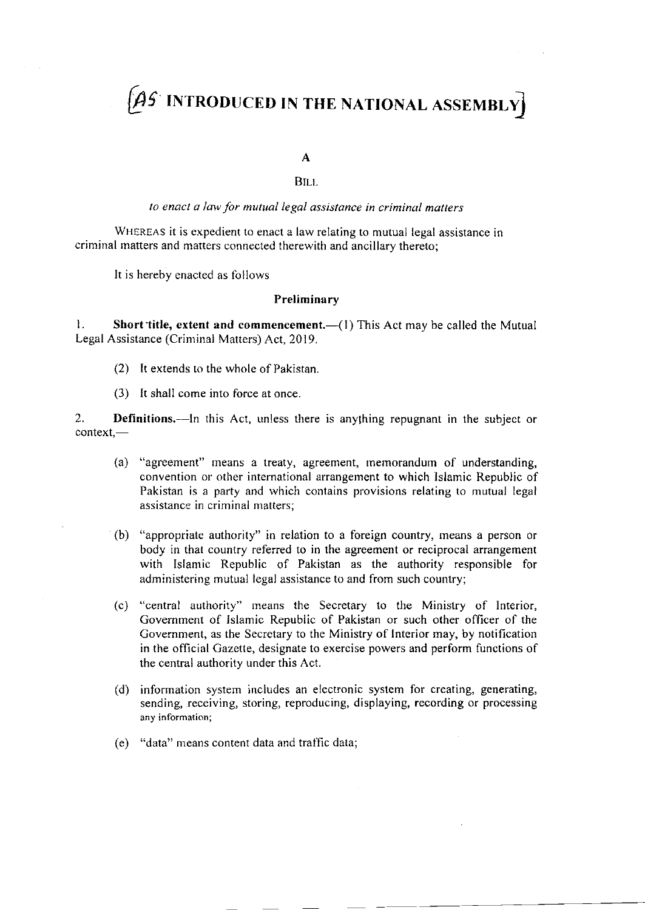# [AS INTRODUCED IN THE NATIONAL ASSEMBLY]

**A**

BILL

*to enact a law for mutual legal assistance in criminal matters*

WHEREAS it is expedient to enact a law relating to mutual legal assistance in criminal matters and matters connected therewith and ancillary thereto;

It is hereby enacted as follows

### Preliminary

1. **Short title, extent and commencement.**—(1) This Act may be called the Mutual Legal Assistance (Criminal Matters) Act, 2019.

   (2) It extends to the whole of Pakistan.

   (3) It shall come into force at once.

2. **Definitions.**—In this Act, unless there is anything repugnant in the subject or context,—

   (a) "agreement" means a treaty, agreement, memorandum of understanding, convention or other international arrangement to which Islamic Republic of Pakistan is a party and which contains provisions relating to mutual legal assistance in criminal matters;

   (b) "appropriate authority" in relation to a foreign country, means a person or body in that country referred to in the agreement or reciprocal arrangement with Islamic Republic of Pakistan as the authority responsible for administering mutual legal assistance to and from such country;

   (c) "central authority" means the Secretary to the Ministry of Interior, Government of Islamic Republic of Pakistan or such other officer of the Government, as the Secretary to the Ministry of Interior may, by notification in the official Gazette, designate to exercise powers and perform functions of the central authority under this Act.

   (d) information system includes an electronic system for creating, generating, sending, receiving, storing, reproducing, displaying, recording or processing any information;

   (e) "data" means content data and traffic data;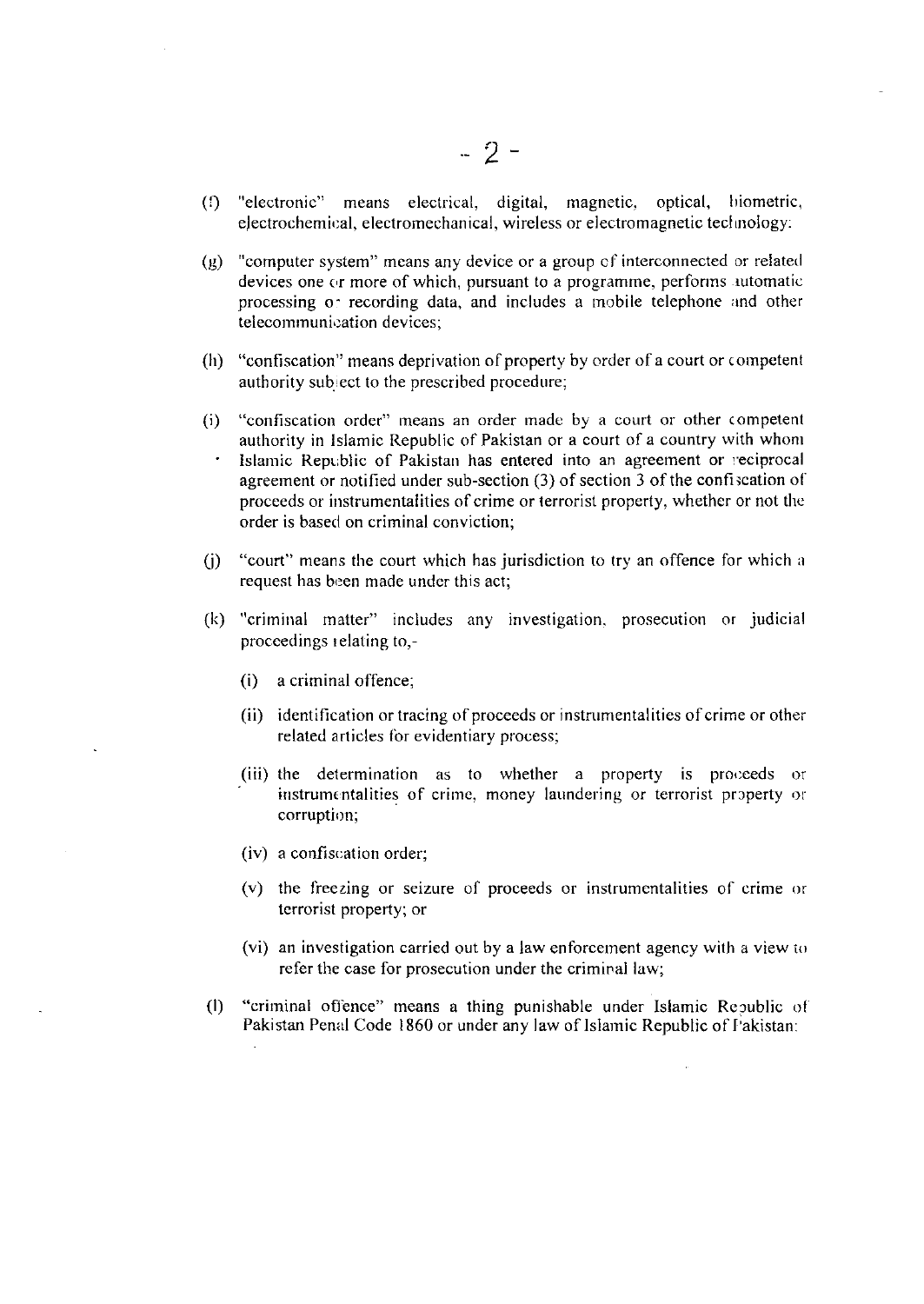(f) "electronic" means electrical, digital, magnetic, optical, biometric, electrochemical, electromechanical, wireless or electromagnetic technology:

(g) "computer system" means any device or a group of interconnected or related devices one or more of which, pursuant to a programme, performs automatic processing or recording data, and includes a mobile telephone and other telecommunication devices;

(h) "confiscation" means deprivation of property by order of a court or competent authority subject to the prescribed procedure;

(i) "confiscation order" means an order made by a court or other competent authority in Islamic Republic of Pakistan or a court of a country with whom Islamic Republic of Pakistan has entered into an agreement or reciprocal agreement or notified under sub-section (3) of section 3 of the confiscation of proceeds or instrumentalities of crime or terrorist property, whether or not the order is based on criminal conviction;

(j) "court" means the court which has jurisdiction to try an offence for which a request has been made under this act;

(k) "criminal matter" includes any investigation, prosecution or judicial proceedings relating to,-

   (i) a criminal offence;

   (ii) identification or tracing of proceeds or instrumentalities of crime or other related articles for evidentiary process;

   (iii) the determination as to whether a property is proceeds or instrumentalities of crime, money laundering or terrorist property or corruption;

   (iv) a confiscation order;

   (v) the freezing or seizure of proceeds or instrumentalities of crime or terrorist property; or

   (vi) an investigation carried out by a law enforcement agency with a view to refer the case for prosecution under the criminal law;

(l) "criminal offence" means a thing punishable under Islamic Republic of Pakistan Penal Code 1860 or under any law of Islamic Republic of Pakistan: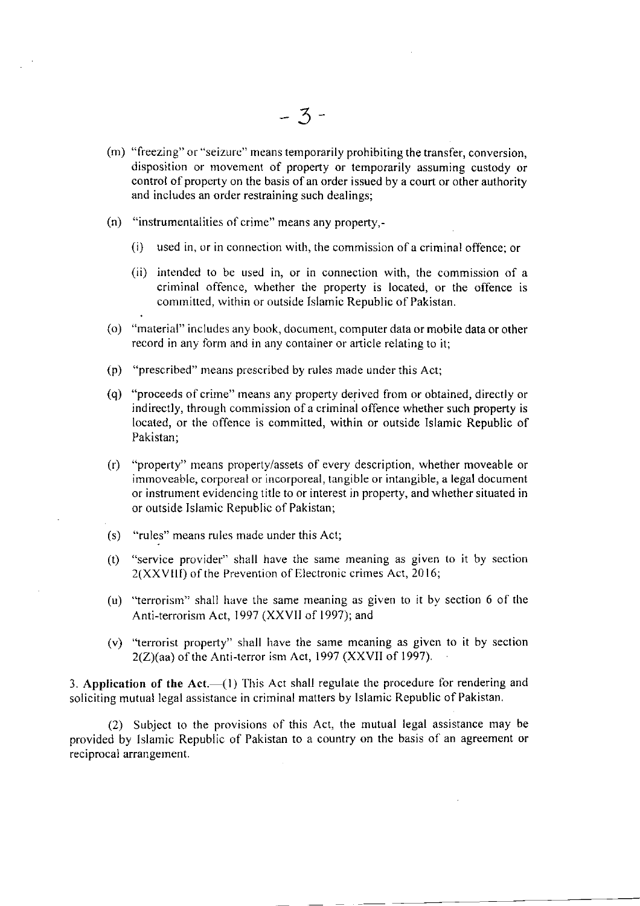(m) "freezing" or "seizure" means temporarily prohibiting the transfer, conversion, disposition or movement of property or temporarily assuming custody or control of property on the basis of an order issued by a court or other authority and includes an order restraining such dealings;

(n) "instrumentalities of crime" means any property,-

   (i) used in, or in connection with, the commission of a criminal offence; or

   (ii) intended to be used in, or in connection with, the commission of a criminal offence, whether the property is located, or the offence is committed, within or outside Islamic Republic of Pakistan.

(o) "material" includes any book, document, computer data or mobile data or other record in any form and in any container or article relating to it;

(p) "prescribed" means prescribed by rules made under this Act;

(q) "proceeds of crime" means any property derived from or obtained, directly or indirectly, through commission of a criminal offence whether such property is located, or the offence is committed, within or outside Islamic Republic of Pakistan;

(r) "property" means property/assets of every description, whether moveable or immoveable, corporeal or incorporeal, tangible or intangible, a legal document or instrument evidencing title to or interest in property, and whether situated in or outside Islamic Republic of Pakistan;

(s) "rules" means rules made under this Act;

(t) "service provider" shall have the same meaning as given to it by section 2(XXVIII) of the Prevention of Electronic crimes Act, 2016;

(u) "terrorism" shall have the same meaning as given to it by section 6 of the Anti-terrorism Act, 1997 (XXVII of 1997); and

(v) "terrorist property" shall have the same meaning as given to it by section 2(Z)(aa) of the Anti-terror ism Act, 1997 (XXVII of 1997).

3. **Application of the Act.**—(1) This Act shall regulate the procedure for rendering and soliciting mutual legal assistance in criminal matters by Islamic Republic of Pakistan.

(2) Subject to the provisions of this Act, the mutual legal assistance may be provided by Islamic Republic of Pakistan to a country on the basis of an agreement or reciprocal arrangement.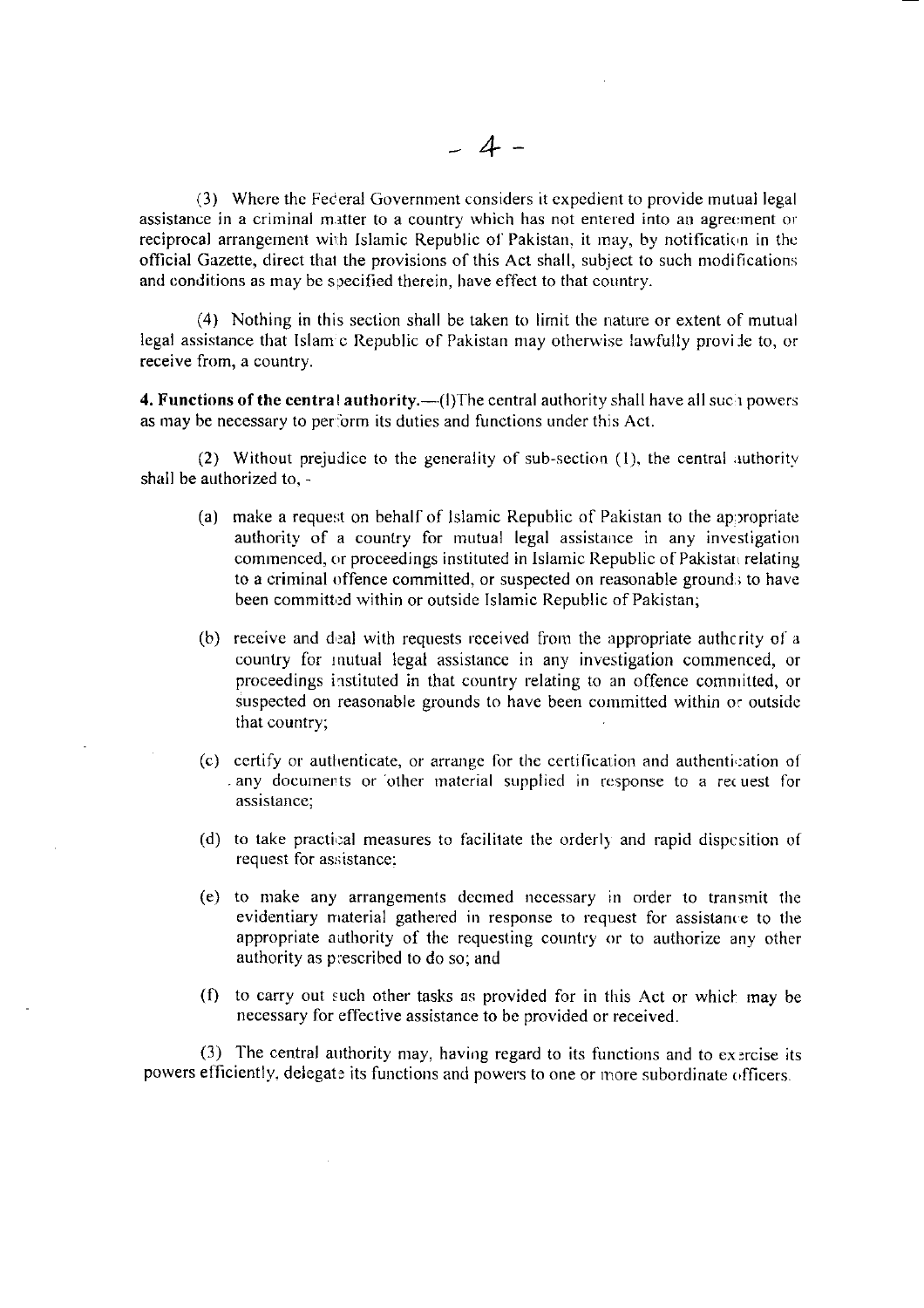(3) Where the Federal Government considers it expedient to provide mutual legal assistance in a criminal matter to a country which has not entered into an agreement or reciprocal arrangement with Islamic Republic of Pakistan, it may, by notification in the official Gazette, direct that the provisions of this Act shall, subject to such modifications and conditions as may be specified therein, have effect to that country.

(4) Nothing in this section shall be taken to limit the nature or extent of mutual legal assistance that Islamic Republic of Pakistan may otherwise lawfully provide to, or receive from, a country.

**4. Functions of the central authority.**—(1)The central authority shall have all such powers as may be necessary to perform its duties and functions under this Act.

(2) Without prejudice to the generality of sub-section (1), the central authority shall be authorized to, -

(a) make a request on behalf of Islamic Republic of Pakistan to the appropriate authority of a country for mutual legal assistance in any investigation commenced, or proceedings instituted in Islamic Republic of Pakistan relating to a criminal offence committed, or suspected on reasonable grounds to have been committed within or outside Islamic Republic of Pakistan;

(b) receive and deal with requests received from the appropriate authority of a country for mutual legal assistance in any investigation commenced, or proceedings instituted in that country relating to an offence committed, or suspected on reasonable grounds to have been committed within or outside that country;

(c) certify or authenticate, or arrange for the certification and authentication of any documents or other material supplied in response to a request for assistance;

(d) to take practical measures to facilitate the orderly and rapid disposition of request for assistance;

(e) to make any arrangements deemed necessary in order to transmit the evidentiary material gathered in response to request for assistance to the appropriate authority of the requesting country or to authorize any other authority as prescribed to do so; and

(f) to carry out such other tasks as provided for in this Act or which may be necessary for effective assistance to be provided or received.

(3) The central authority may, having regard to its functions and to exercise its powers efficiently, delegate its functions and powers to one or more subordinate officers.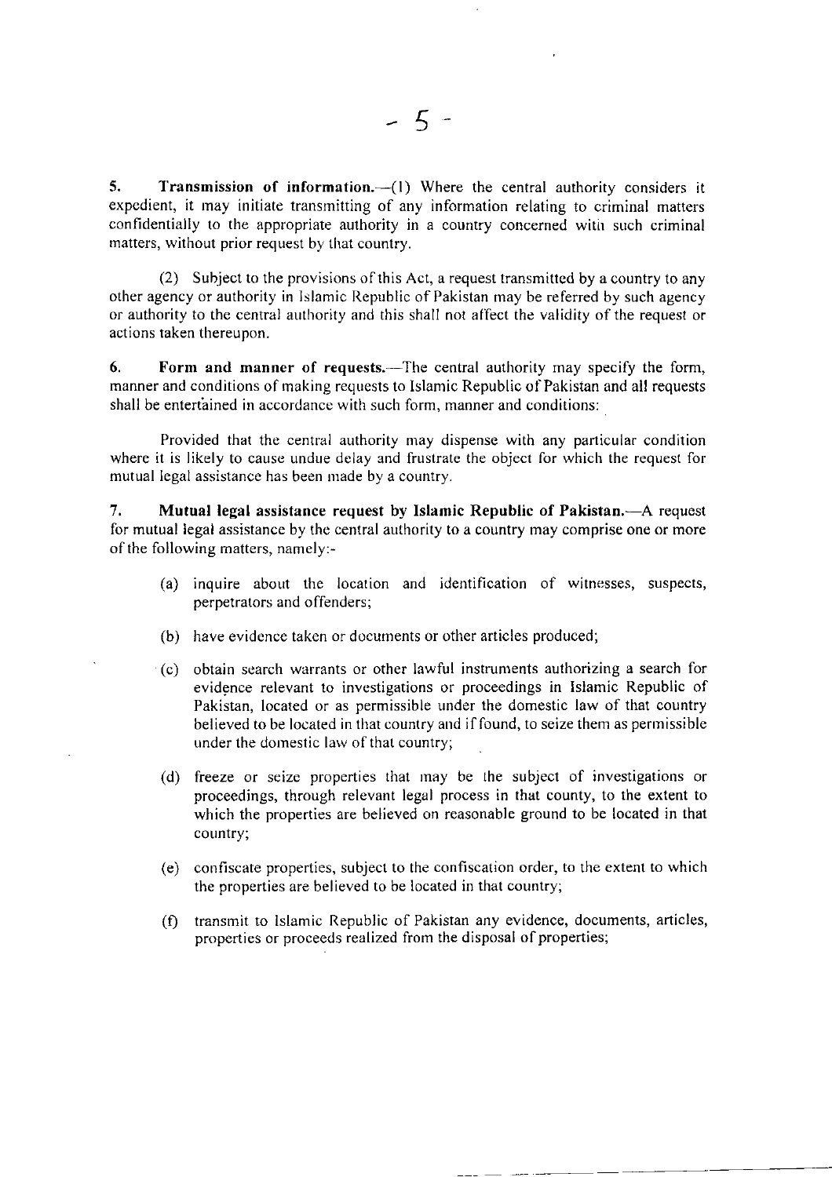5. **Transmission of information.**—(1) Where the central authority considers it expedient, it may initiate transmitting of any information relating to criminal matters confidentially to the appropriate authority in a country concerned with such criminal matters, without prior request by that country.

(2) Subject to the provisions of this Act, a request transmitted by a country to any other agency or authority in Islamic Republic of Pakistan may be referred by such agency or authority to the central authority and this shall not affect the validity of the request or actions taken thereupon.

6. **Form and manner of requests.**—The central authority may specify the form, manner and conditions of making requests to Islamic Republic of Pakistan and all requests shall be entertained in accordance with such form, manner and conditions:

Provided that the central authority may dispense with any particular condition where it is likely to cause undue delay and frustrate the object for which the request for mutual legal assistance has been made by a country.

7. **Mutual legal assistance request by Islamic Republic of Pakistan.**—A request for mutual legal assistance by the central authority to a country may comprise one or more of the following matters, namely:-

(a) inquire about the location and identification of witnesses, suspects, perpetrators and offenders;

(b) have evidence taken or documents or other articles produced;

(c) obtain search warrants or other lawful instruments authorizing a search for evidence relevant to investigations or proceedings in Islamic Republic of Pakistan, located or as permissible under the domestic law of that country believed to be located in that country and if found, to seize them as permissible under the domestic law of that country;

(d) freeze or seize properties that may be the subject of investigations or proceedings, through relevant legal process in that county, to the extent to which the properties are believed on reasonable ground to be located in that country;

(e) confiscate properties, subject to the confiscation order, to the extent to which the properties are believed to be located in that country;

(f) transmit to Islamic Republic of Pakistan any evidence, documents, articles, properties or proceeds realized from the disposal of properties;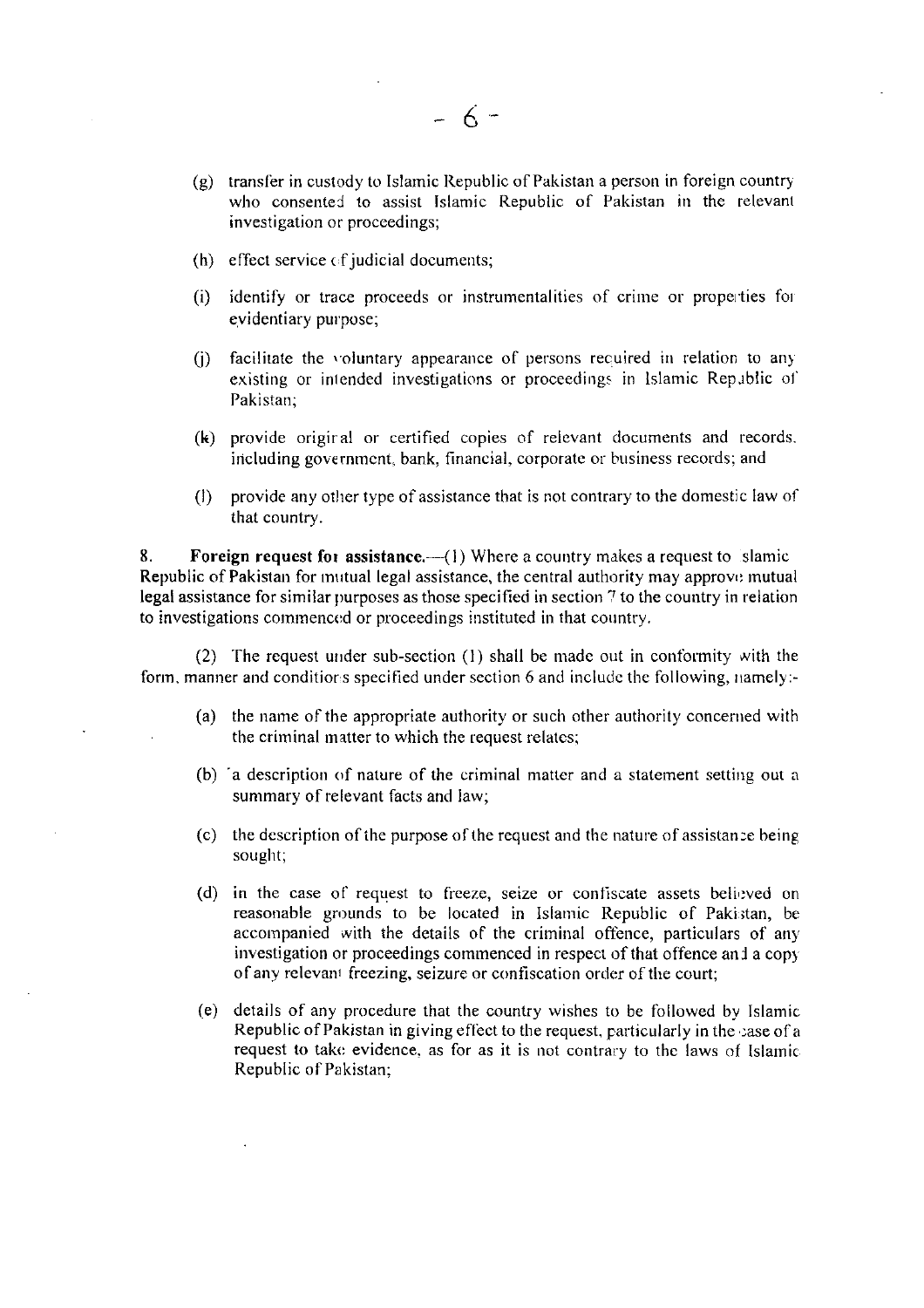(g) transfer in custody to Islamic Republic of Pakistan a person in foreign country who consented to assist Islamic Republic of Pakistan in the relevant investigation or proceedings;

(h) effect service of judicial documents;

(i) identify or trace proceeds or instrumentalities of crime or properties for evidentiary purpose;

(j) facilitate the voluntary appearance of persons required in relation to any existing or intended investigations or proceedings in Islamic Republic of Pakistan;

(k) provide original or certified copies of relevant documents and records, including government, bank, financial, corporate or business records; and

(l) provide any other type of assistance that is not contrary to the domestic law of that country.

8. **Foreign request for assistance.**—(1) Where a country makes a request to Islamic Republic of Pakistan for mutual legal assistance, the central authority may approve mutual legal assistance for similar purposes as those specified in section 7 to the country in relation to investigations commenced or proceedings instituted in that country.

(2) The request under sub-section (1) shall be made out in conformity with the form, manner and conditions specified under section 6 and include the following, namely:-

(a) the name of the appropriate authority or such other authority concerned with the criminal matter to which the request relates;

(b) a description of nature of the criminal matter and a statement setting out a summary of relevant facts and law;

(c) the description of the purpose of the request and the nature of assistance being sought;

(d) in the case of request to freeze, seize or confiscate assets believed on reasonable grounds to be located in Islamic Republic of Pakistan, be accompanied with the details of the criminal offence, particulars of any investigation or proceedings commenced in respect of that offence and a copy of any relevant freezing, seizure or confiscation order of the court;

(e) details of any procedure that the country wishes to be followed by Islamic Republic of Pakistan in giving effect to the request, particularly in the case of a request to take evidence, as for as it is not contrary to the laws of Islamic Republic of Pakistan;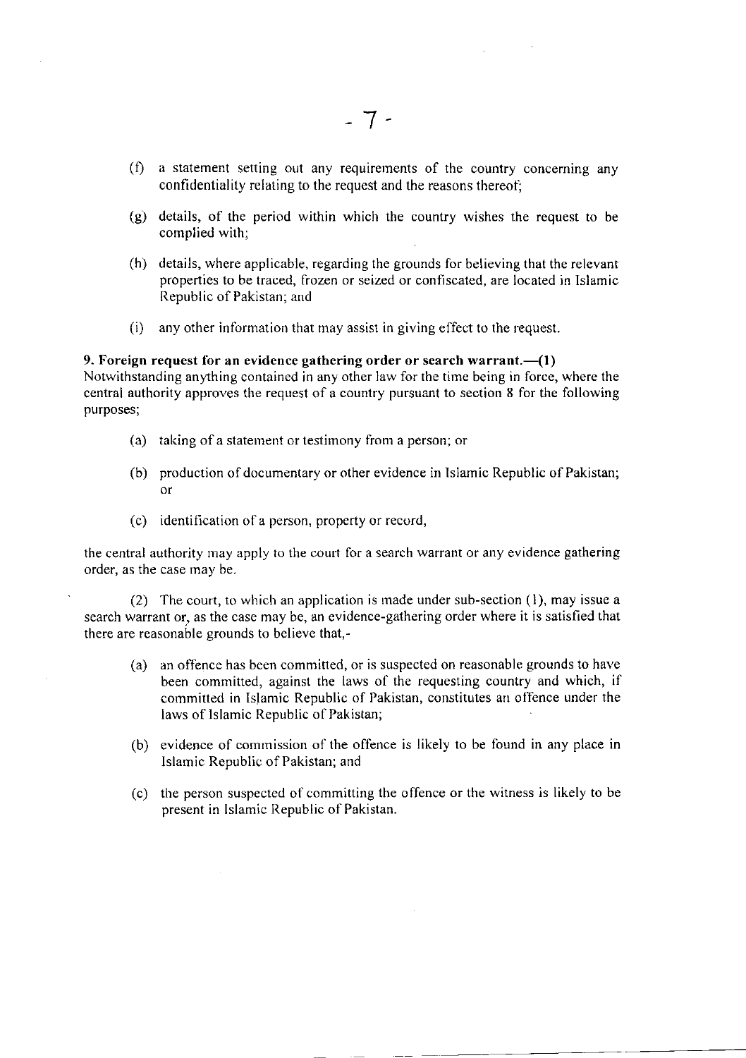(f) a statement setting out any requirements of the country concerning any confidentiality relating to the request and the reasons thereof;

(g) details, of the period within which the country wishes the request to be complied with;

(h) details, where applicable, regarding the grounds for believing that the relevant properties to be traced, frozen or seized or confiscated, are located in Islamic Republic of Pakistan; and

(i) any other information that may assist in giving effect to the request.

**9. Foreign request for an evidence gathering order or search warrant.—(1)** Notwithstanding anything contained in any other law for the time being in force, where the central authority approves the request of a country pursuant to section 8 for the following purposes;

(a) taking of a statement or testimony from a person; or

(b) production of documentary or other evidence in Islamic Republic of Pakistan; or

(c) identification of a person, property or record,

the central authority may apply to the court for a search warrant or any evidence gathering order, as the case may be.

(2) The court, to which an application is made under sub-section (1), may issue a search warrant or, as the case may be, an evidence-gathering order where it is satisfied that there are reasonable grounds to believe that,-

(a) an offence has been committed, or is suspected on reasonable grounds to have been committed, against the laws of the requesting country and which, if committed in Islamic Republic of Pakistan, constitutes an offence under the laws of Islamic Republic of Pakistan;

(b) evidence of commission of the offence is likely to be found in any place in Islamic Republic of Pakistan; and

(c) the person suspected of committing the offence or the witness is likely to be present in Islamic Republic of Pakistan.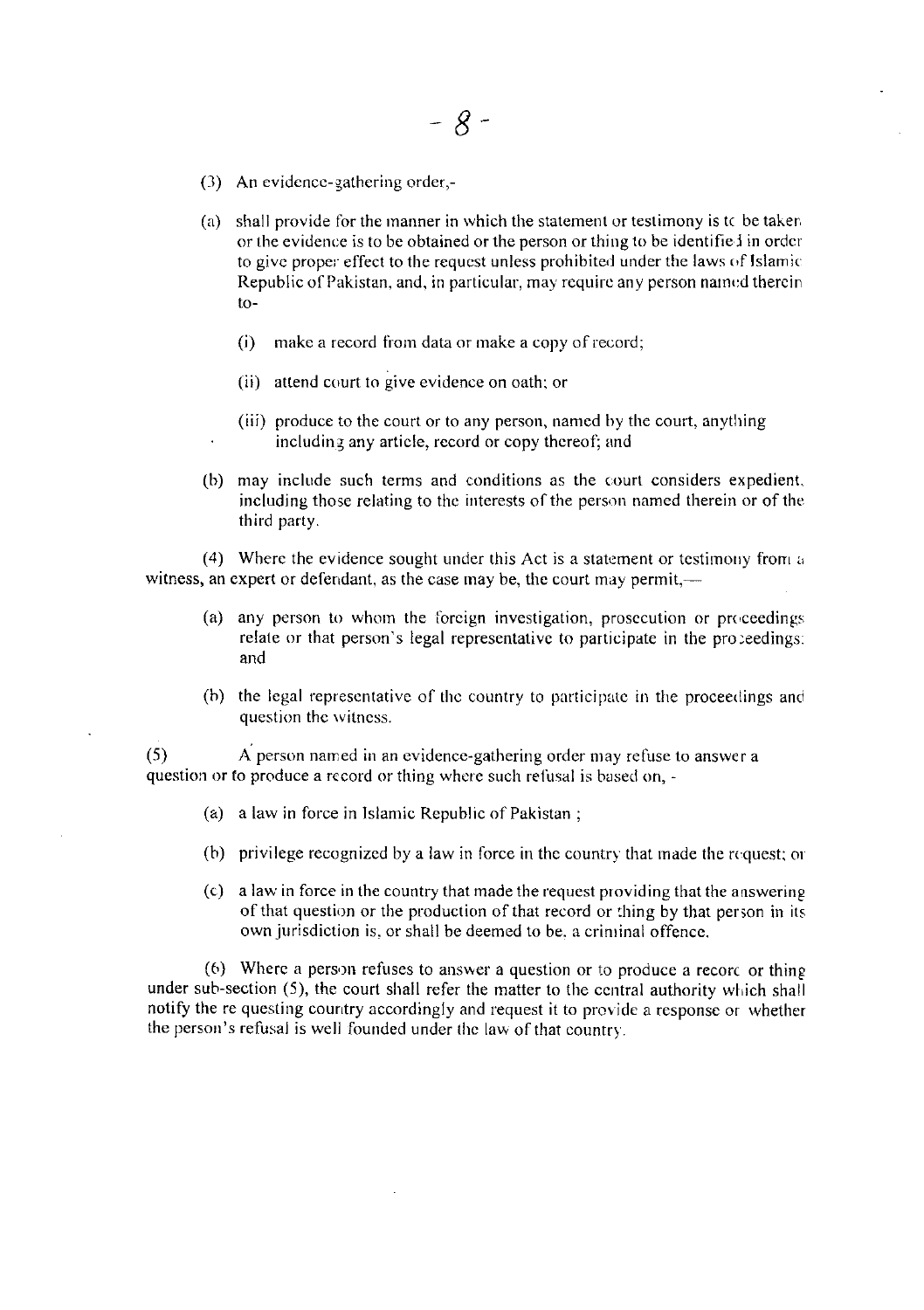(3) An evidence-gathering order,-

(a) shall provide for the manner in which the statement or testimony is to be taken or the evidence is to be obtained or the person or thing to be identified in order to give proper effect to the request unless prohibited under the laws of Islamic Republic of Pakistan, and, in particular, may require any person named therein to-

 (i) make a record from data or make a copy of record;

 (ii) attend court to give evidence on oath; or

 (iii) produce to the court or to any person, named by the court, anything including any article, record or copy thereof; and

(b) may include such terms and conditions as the court considers expedient, including those relating to the interests of the person named therein or of the third party.

(4) Where the evidence sought under this Act is a statement or testimony from a witness, an expert or defendant, as the case may be, the court may permit,—

 (a) any person to whom the foreign investigation, prosecution or proceedings relate or that person's legal representative to participate in the proceedings: and

 (b) the legal representative of the country to participate in the proceedings and question the witness.

(5) A person named in an evidence-gathering order may refuse to answer a question or to produce a record or thing where such refusal is based on, -

 (a) a law in force in Islamic Republic of Pakistan ;

 (b) privilege recognized by a law in force in the country that made the request; or

 (c) a law in force in the country that made the request providing that the answering of that question or the production of that record or thing by that person in its own jurisdiction is, or shall be deemed to be, a criminal offence.

(6) Where a person refuses to answer a question or to produce a record or thing under sub-section (5), the court shall refer the matter to the central authority which shall notify the re questing country accordingly and request it to provide a response or whether the person's refusal is well founded under the law of that country.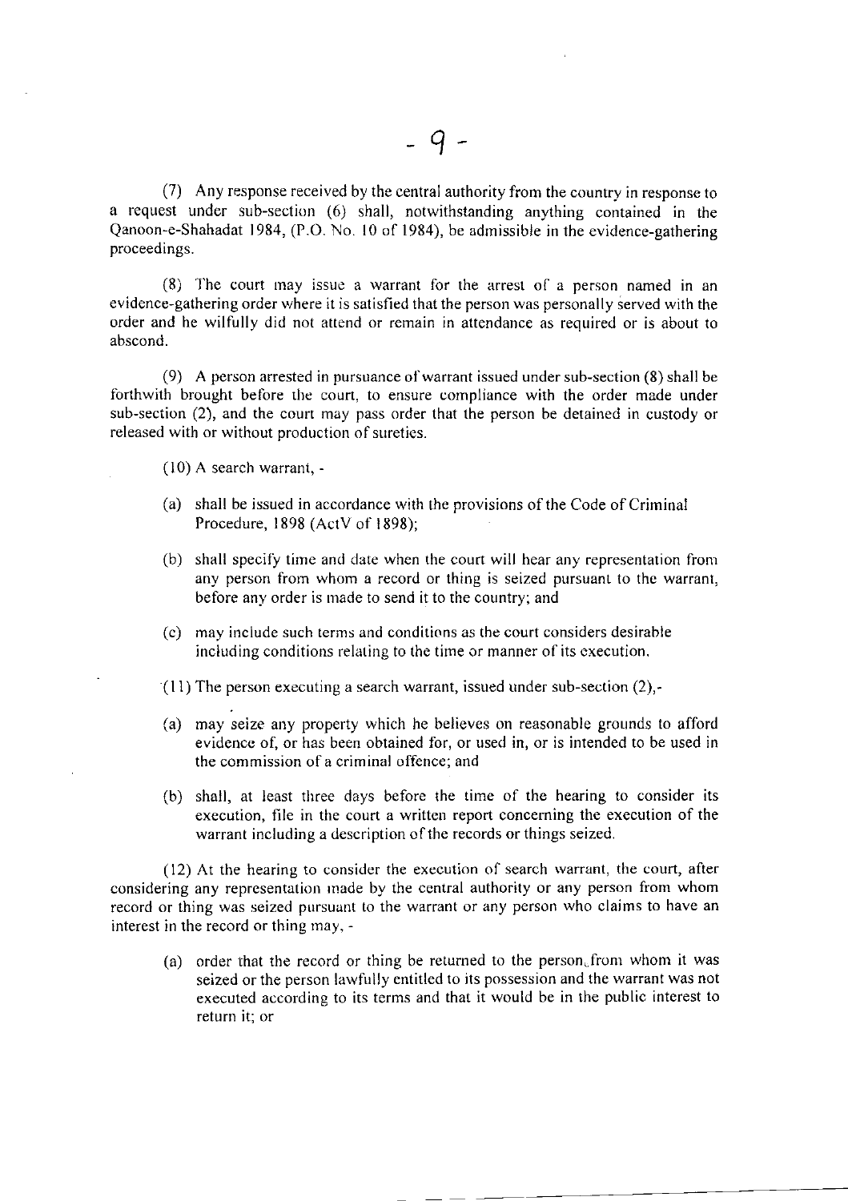(7) Any response received by the central authority from the country in response to a request under sub-section (6) shall, notwithstanding anything contained in the Qanoon-e-Shahadat 1984, (P.O. No. 10 of 1984), be admissible in the evidence-gathering proceedings.

(8) The court may issue a warrant for the arrest of a person named in an evidence-gathering order where it is satisfied that the person was personally served with the order and he wilfully did not attend or remain in attendance as required or is about to abscond.

(9) A person arrested in pursuance of warrant issued under sub-section (8) shall be forthwith brought before the court, to ensure compliance with the order made under sub-section (2), and the court may pass order that the person be detained in custody or released with or without production of sureties.

(10) A search warrant, -

(a) shall be issued in accordance with the provisions of the Code of Criminal Procedure, 1898 (ActV of 1898);

(b) shall specify time and date when the court will hear any representation from any person from whom a record or thing is seized pursuant to the warrant, before any order is made to send it to the country; and

(c) may include such terms and conditions as the court considers desirable including conditions relating to the time or manner of its execution.

(11) The person executing a search warrant, issued under sub-section (2),-

(a) may seize any property which he believes on reasonable grounds to afford evidence of, or has been obtained for, or used in, or is intended to be used in the commission of a criminal offence; and

(b) shall, at least three days before the time of the hearing to consider its execution, file in the court a written report concerning the execution of the warrant including a description of the records or things seized.

(12) At the hearing to consider the execution of search warrant, the court, after considering any representation made by the central authority or any person from whom record or thing was seized pursuant to the warrant or any person who claims to have an interest in the record or thing may, -

(a) order that the record or thing be returned to the person from whom it was seized or the person lawfully entitled to its possession and the warrant was not executed according to its terms and that it would be in the public interest to return it; or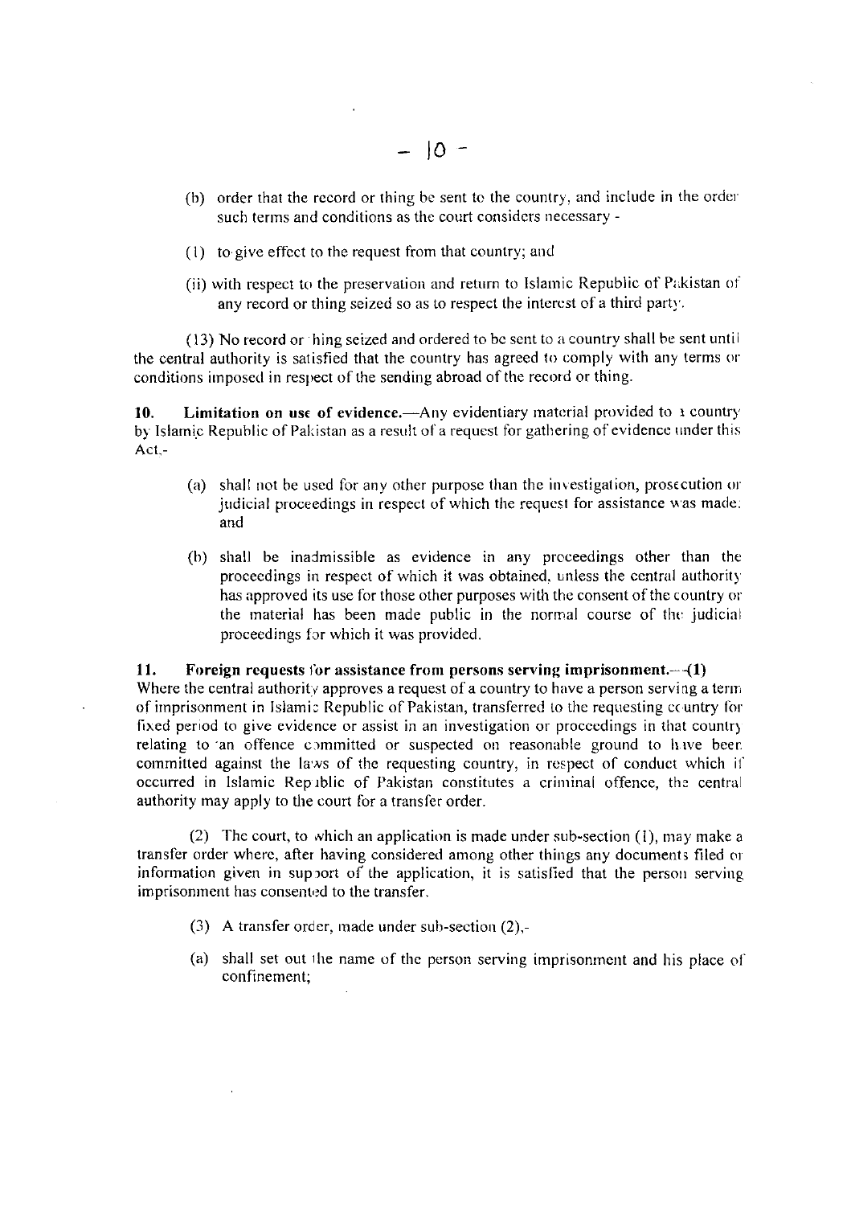(b) order that the record or thing be sent to the country, and include in the order such terms and conditions as the court considers necessary -

(i) to give effect to the request from that country; and

(ii) with respect to the preservation and return to Islamic Republic of Pakistan of any record or thing seized so as to respect the interest of a third party.

(13) No record or thing seized and ordered to be sent to a country shall be sent until the central authority is satisfied that the country has agreed to comply with any terms or conditions imposed in respect of the sending abroad of the record or thing.

**10. Limitation on use of evidence.**—Any evidentiary material provided to a country by Islamic Republic of Pakistan as a result of a request for gathering of evidence under this Act,-

(a) shall not be used for any other purpose than the investigation, prosecution or judicial proceedings in respect of which the request for assistance was made; and

(b) shall be inadmissible as evidence in any proceedings other than the proceedings in respect of which it was obtained, unless the central authority has approved its use for those other purposes with the consent of the country or the material has been made public in the normal course of the judicial proceedings for which it was provided.

**11. Foreign requests for assistance from persons serving imprisonment.**—(1) Where the central authority approves a request of a country to have a person serving a term of imprisonment in Islamic Republic of Pakistan, transferred to the requesting country for fixed period to give evidence or assist in an investigation or proceedings in that country relating to an offence committed or suspected on reasonable ground to have been committed against the laws of the requesting country, in respect of conduct which if occurred in Islamic Republic of Pakistan constitutes a criminal offence, the central authority may apply to the court for a transfer order.

(2) The court, to which an application is made under sub-section (1), may make a transfer order where, after having considered among other things any documents filed or information given in support of the application, it is satisfied that the person serving imprisonment has consented to the transfer.

(3) A transfer order, made under sub-section (2),-

(a) shall set out the name of the person serving imprisonment and his place of confinement;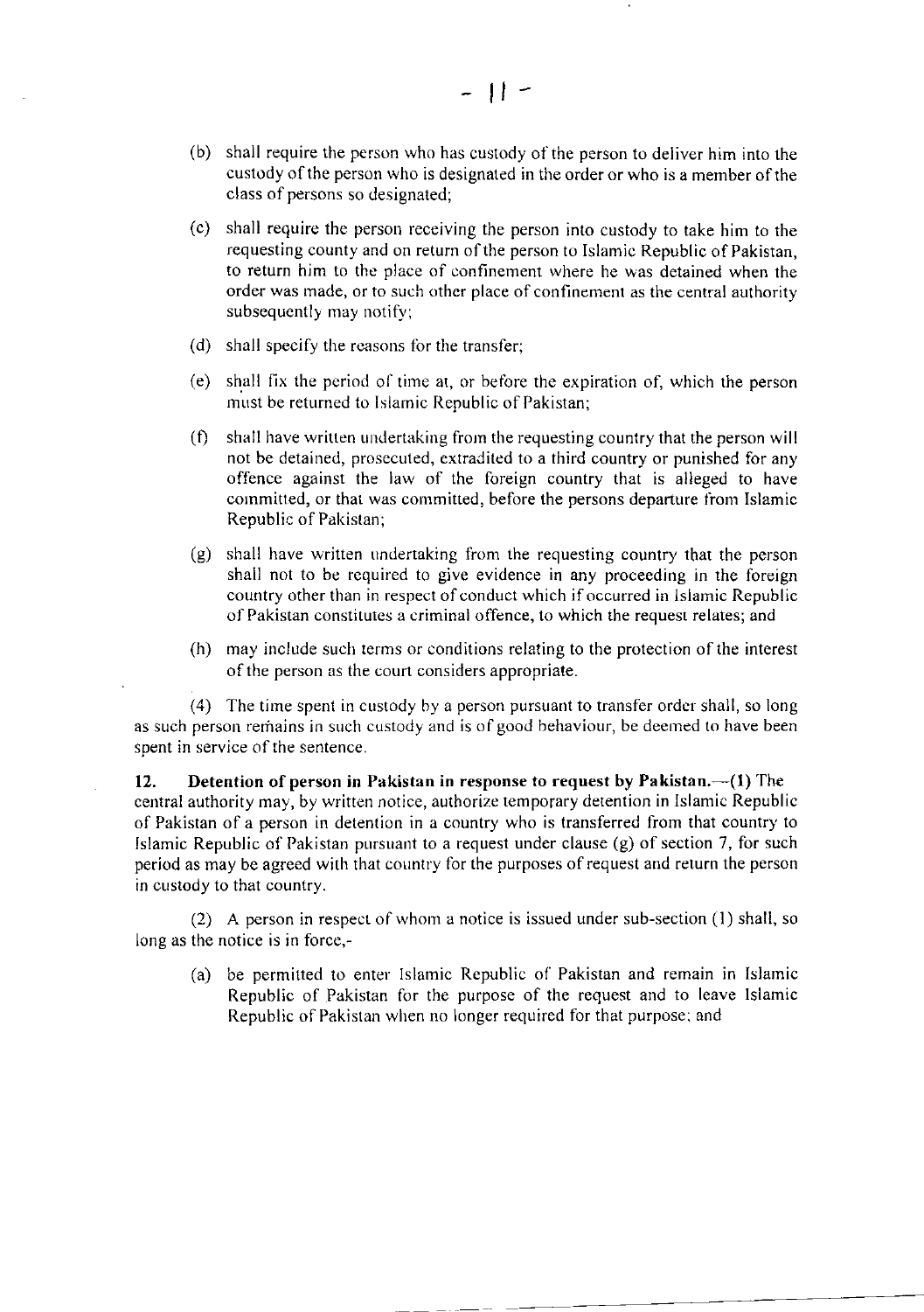(b) shall require the person who has custody of the person to deliver him into the custody of the person who is designated in the order or who is a member of the class of persons so designated;

(c) shall require the person receiving the person into custody to take him to the requesting county and on return of the person to Islamic Republic of Pakistan, to return him to the place of confinement where he was detained when the order was made, or to such other place of confinement as the central authority subsequently may notify;

(d) shall specify the reasons for the transfer;

(e) shall fix the period of time at, or before the expiration of, which the person must be returned to Islamic Republic of Pakistan;

(f) shall have written undertaking from the requesting country that the person will not be detained, prosecuted, extradited to a third country or punished for any offence against the law of the foreign country that is alleged to have committed, or that was committed, before the persons departure from Islamic Republic of Pakistan;

(g) shall have written undertaking from the requesting country that the person shall not to be required to give evidence in any proceeding in the foreign country other than in respect of conduct which if occurred in Islamic Republic of Pakistan constitutes a criminal offence, to which the request relates; and

(h) may include such terms or conditions relating to the protection of the interest of the person as the court considers appropriate.

(4) The time spent in custody by a person pursuant to transfer order shall, so long as such person remains in such custody and is of good behaviour, be deemed to have been spent in service of the sentence.

**12. Detention of person in Pakistan in response to request by Pakistan.**—**(1)** The central authority may, by written notice, authorize temporary detention in Islamic Republic of Pakistan of a person in detention in a country who is transferred from that country to Islamic Republic of Pakistan pursuant to a request under clause (g) of section 7, for such period as may be agreed with that country for the purposes of request and return the person in custody to that country.

(2) A person in respect of whom a notice is issued under sub-section (1) shall, so long as the notice is in force,-

(a) be permitted to enter Islamic Republic of Pakistan and remain in Islamic Republic of Pakistan for the purpose of the request and to leave Islamic Republic of Pakistan when no longer required for that purpose; and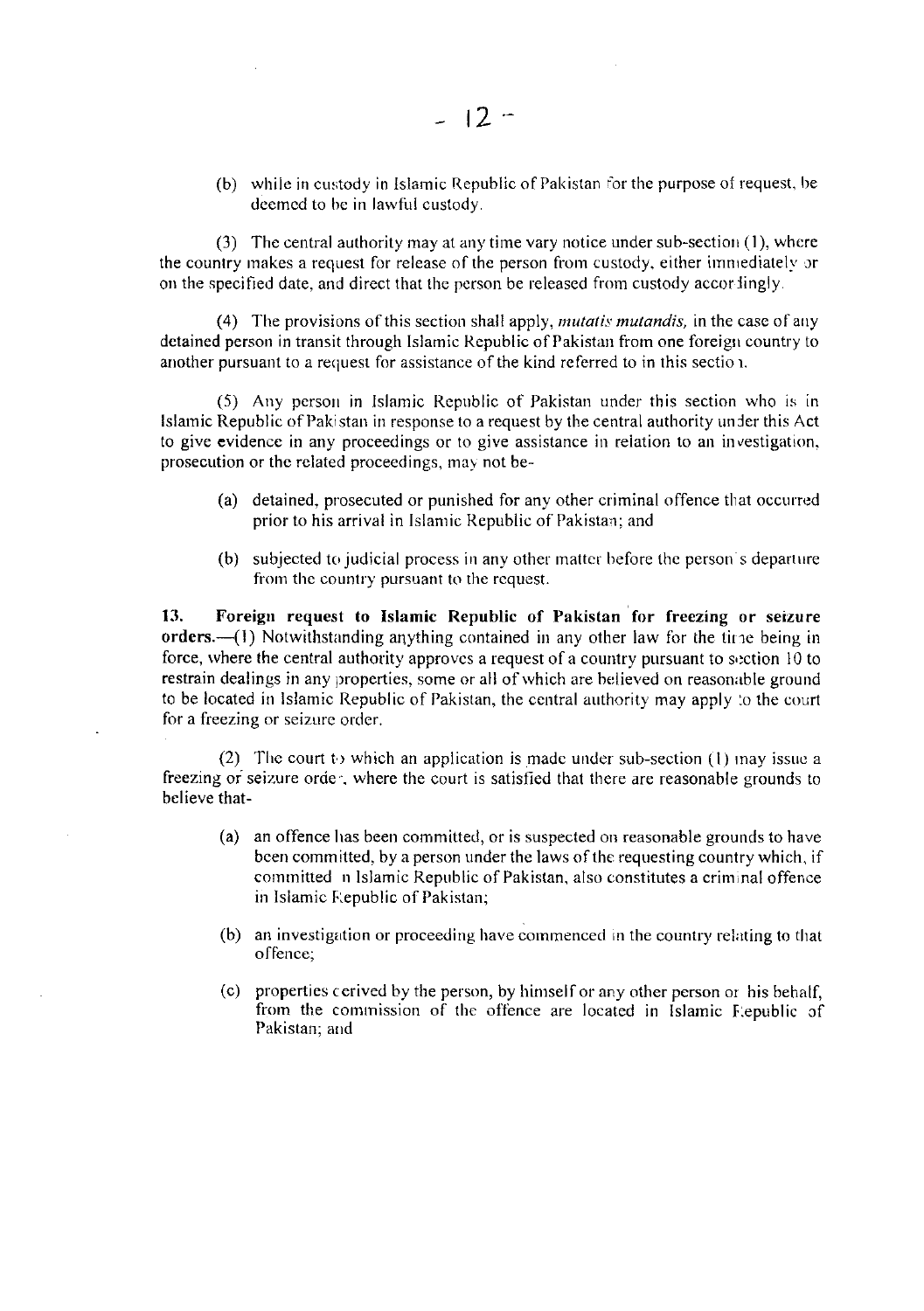(b) while in custody in Islamic Republic of Pakistan for the purpose of request, be deemed to be in lawful custody.

(3) The central authority may at any time vary notice under sub-section (1), where the country makes a request for release of the person from custody, either immediately or on the specified date, and direct that the person be released from custody accordingly.

(4) The provisions of this section shall apply, *mutatis mutandis,* in the case of any detained person in transit through Islamic Republic of Pakistan from one foreign country to another pursuant to a request for assistance of the kind referred to in this section.

(5) Any person in Islamic Republic of Pakistan under this section who is in Islamic Republic of Pakistan in response to a request by the central authority under this Act to give evidence in any proceedings or to give assistance in relation to an investigation, prosecution or the related proceedings, may not be-

(a) detained, prosecuted or punished for any other criminal offence that occurred prior to his arrival in Islamic Republic of Pakistan; and

(b) subjected to judicial process in any other matter before the person's departure from the country pursuant to the request.

**13. Foreign request to Islamic Republic of Pakistan for freezing or seizure orders.**—(1) Notwithstanding anything contained in any other law for the time being in force, where the central authority approves a request of a country pursuant to section 10 to restrain dealings in any properties, some or all of which are believed on reasonable ground to be located in Islamic Republic of Pakistan, the central authority may apply to the court for a freezing or seizure order.

(2) The court to which an application is made under sub-section (1) may issue a freezing or seizure order, where the court is satisfied that there are reasonable grounds to believe that-

(a) an offence has been committed, or is suspected on reasonable grounds to have been committed, by a person under the laws of the requesting country which, if committed in Islamic Republic of Pakistan, also constitutes a criminal offence in Islamic Republic of Pakistan;

(b) an investigation or proceeding have commenced in the country relating to that offence;

(c) properties derived by the person, by himself or any other person on his behalf, from the commission of the offence are located in Islamic Republic of Pakistan; and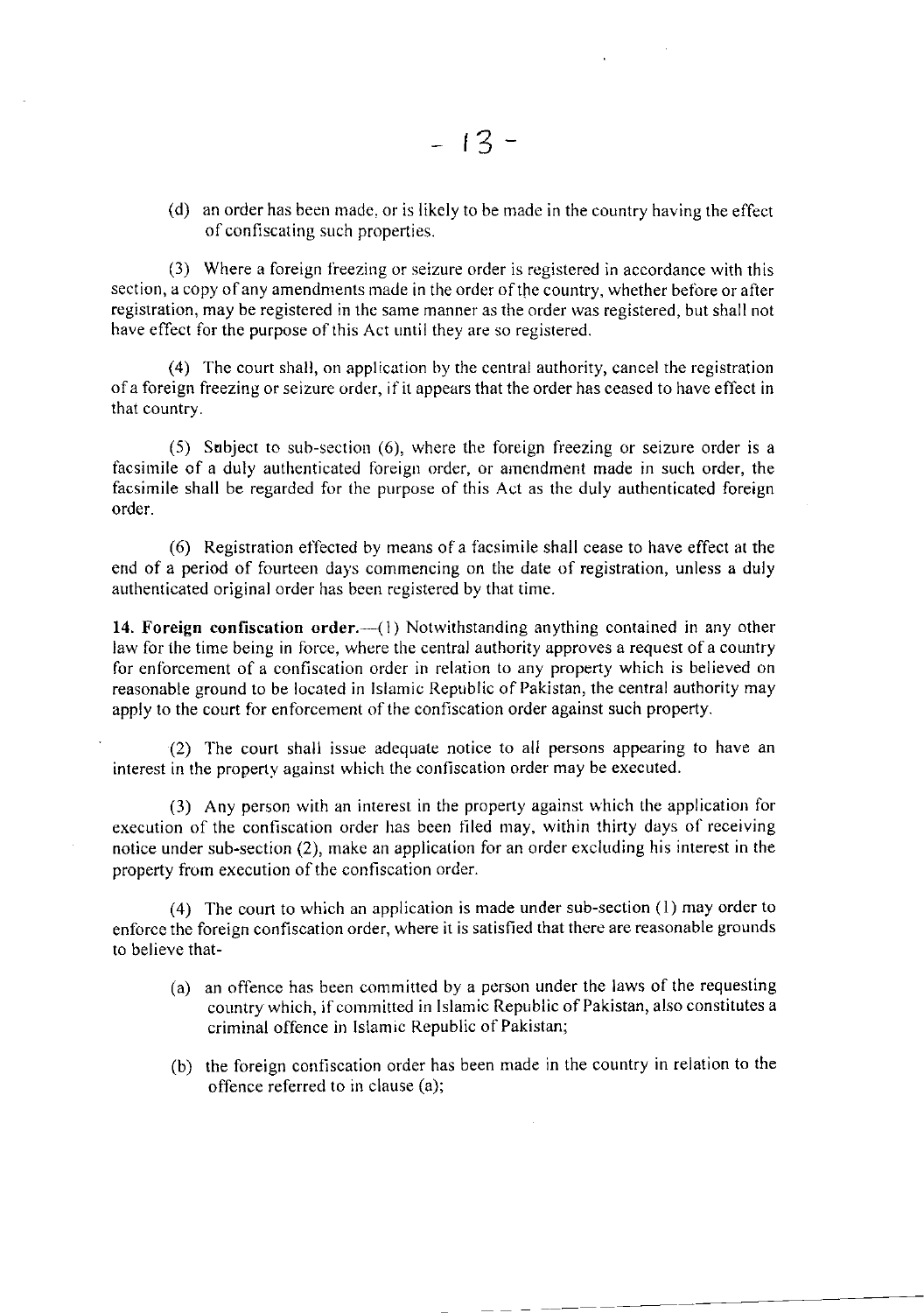(d) an order has been made, or is likely to be made in the country having the effect of confiscating such properties.

(3) Where a foreign freezing or seizure order is registered in accordance with this section, a copy of any amendments made in the order of the country, whether before or after registration, may be registered in the same manner as the order was registered, but shall not have effect for the purpose of this Act until they are so registered.

(4) The court shall, on application by the central authority, cancel the registration of a foreign freezing or seizure order, if it appears that the order has ceased to have effect in that country.

(5) Subject to sub-section (6), where the foreign freezing or seizure order is a facsimile of a duly authenticated foreign order, or amendment made in such order, the facsimile shall be regarded for the purpose of this Act as the duly authenticated foreign order.

(6) Registration effected by means of a facsimile shall cease to have effect at the end of a period of fourteen days commencing on the date of registration, unless a duly authenticated original order has been registered by that time.

**14. Foreign confiscation order.**—(1) Notwithstanding anything contained in any other law for the time being in force, where the central authority approves a request of a country for enforcement of a confiscation order in relation to any property which is believed on reasonable ground to be located in Islamic Republic of Pakistan, the central authority may apply to the court for enforcement of the confiscation order against such property.

(2) The court shall issue adequate notice to all persons appearing to have an interest in the property against which the confiscation order may be executed.

(3) Any person with an interest in the property against which the application for execution of the confiscation order has been filed may, within thirty days of receiving notice under sub-section (2), make an application for an order excluding his interest in the property from execution of the confiscation order.

(4) The court to which an application is made under sub-section (1) may order to enforce the foreign confiscation order, where it is satisfied that there are reasonable grounds to believe that-

(a) an offence has been committed by a person under the laws of the requesting country which, if committed in Islamic Republic of Pakistan, also constitutes a criminal offence in Islamic Republic of Pakistan;

(b) the foreign confiscation order has been made in the country in relation to the offence referred to in clause (a);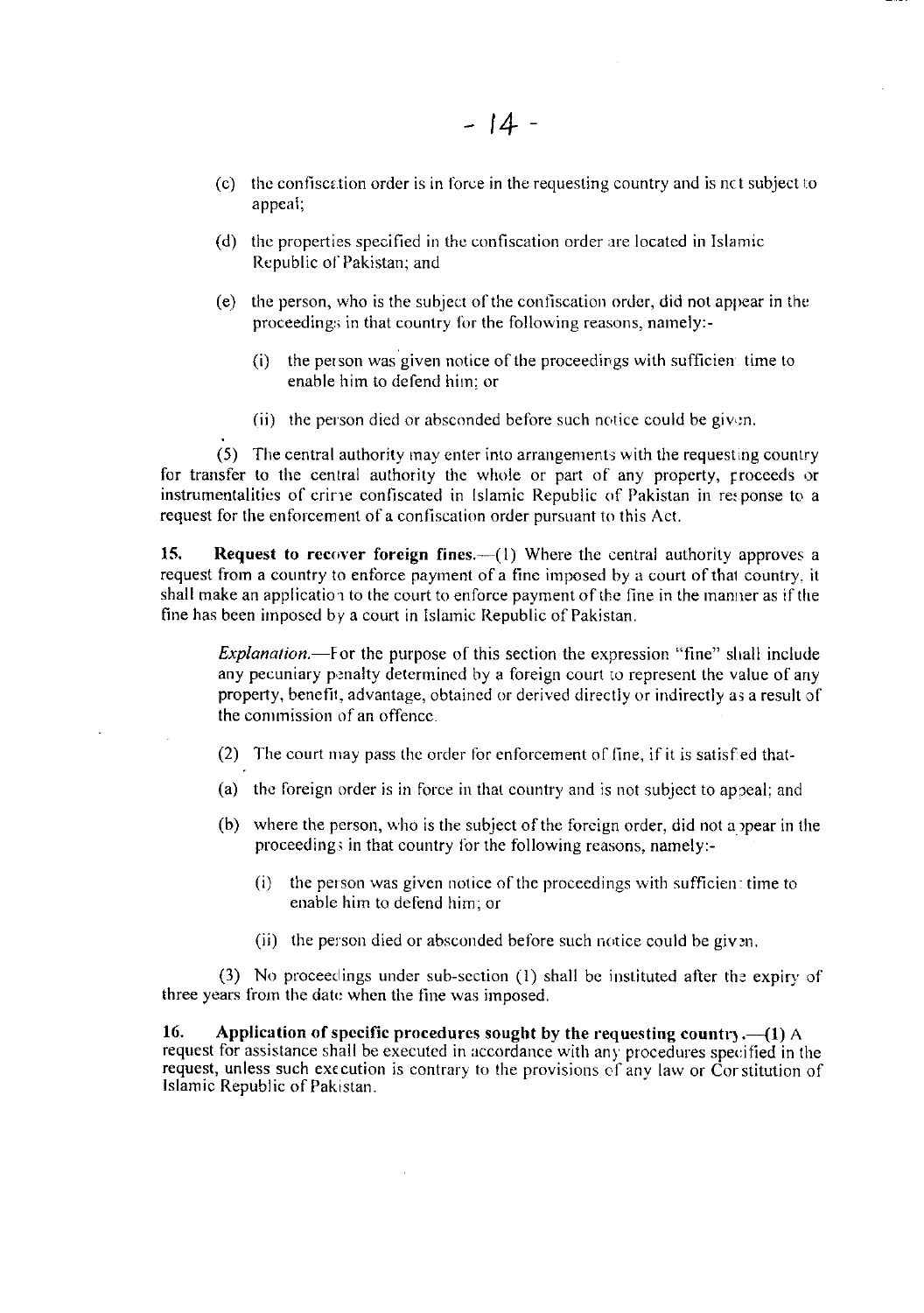(c) the confiscation order is in force in the requesting country and is not subject to appeal;

(d) the properties specified in the confiscation order are located in Islamic Republic of Pakistan; and

(e) the person, who is the subject of the confiscation order, did not appear in the proceedings in that country for the following reasons, namely:-

(i) the person was given notice of the proceedings with sufficient time to enable him to defend him; or

(ii) the person died or absconded before such notice could be given.

(5) The central authority may enter into arrangements with the requesting country for transfer to the central authority the whole or part of any property, proceeds or instrumentalities of crime confiscated in Islamic Republic of Pakistan in response to a request for the enforcement of a confiscation order pursuant to this Act.

**15. Request to recover foreign fines.**—(1) Where the central authority approves a request from a country to enforce payment of a fine imposed by a court of that country, it shall make an application to the court to enforce payment of the fine in the manner as if the fine has been imposed by a court in Islamic Republic of Pakistan.

*Explanation.*—For the purpose of this section the expression "fine" shall include any pecuniary penalty determined by a foreign court to represent the value of any property, benefit, advantage, obtained or derived directly or indirectly as a result of the commission of an offence.

(2) The court may pass the order for enforcement of fine, if it is satisfied that-

(a) the foreign order is in force in that country and is not subject to appeal; and

(b) where the person, who is the subject of the foreign order, did not appear in the proceedings in that country for the following reasons, namely:-

(i) the person was given notice of the proceedings with sufficient time to enable him to defend him; or

(ii) the person died or absconded before such notice could be given.

(3) No proceedings under sub-section (1) shall be instituted after the expiry of three years from the date when the fine was imposed.

**16. Application of specific procedures sought by the requesting country.—(1)** A request for assistance shall be executed in accordance with any procedures specified in the request, unless such execution is contrary to the provisions of any law or Constitution of Islamic Republic of Pakistan.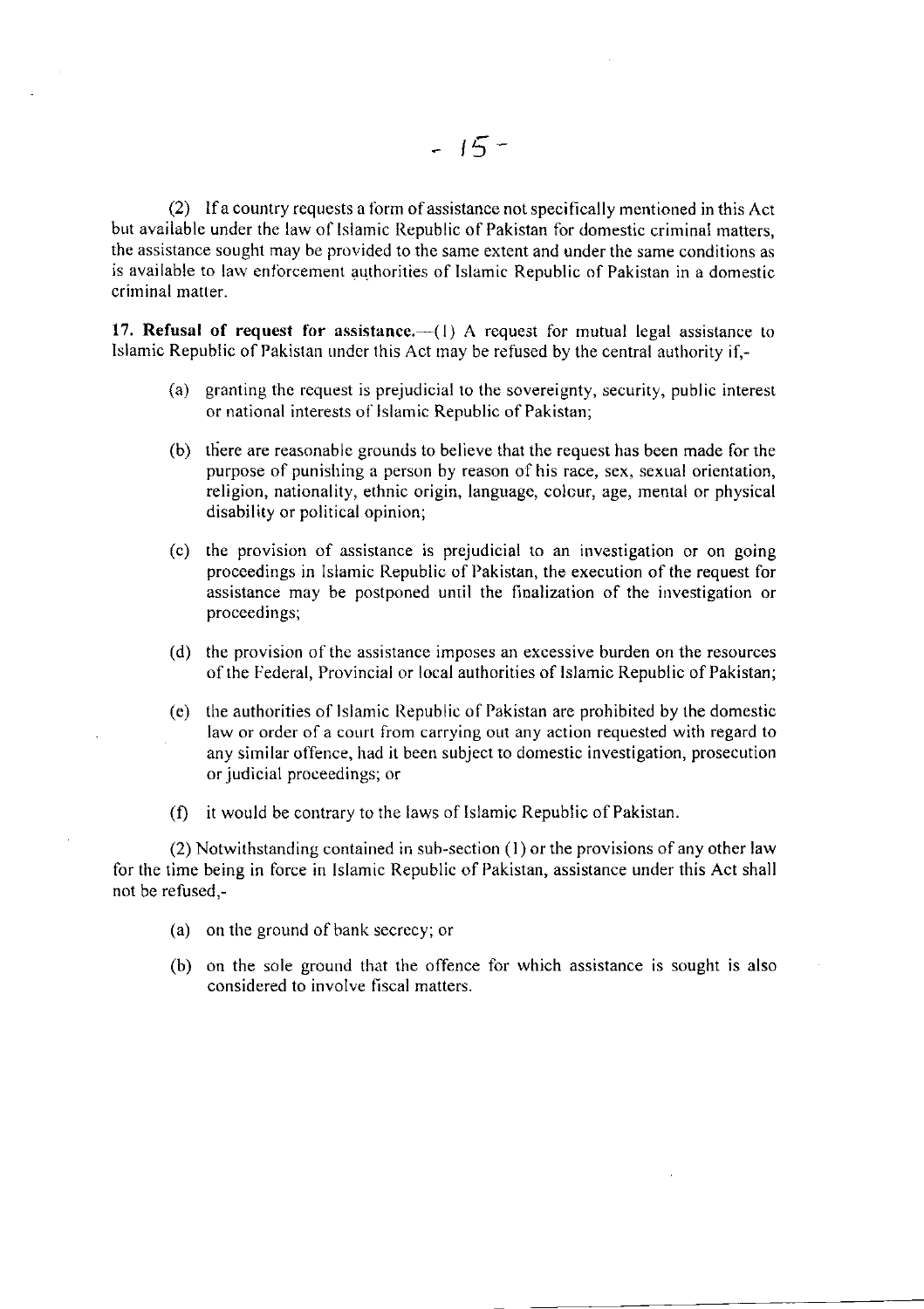(2) If a country requests a form of assistance not specifically mentioned in this Act but available under the law of Islamic Republic of Pakistan for domestic criminal matters, the assistance sought may be provided to the same extent and under the same conditions as is available to law enforcement authorities of Islamic Republic of Pakistan in a domestic criminal matter.

**17. Refusal of request for assistance.**—(1) A request for mutual legal assistance to Islamic Republic of Pakistan under this Act may be refused by the central authority if,-

(a) granting the request is prejudicial to the sovereignty, security, public interest or national interests of Islamic Republic of Pakistan;

(b) there are reasonable grounds to believe that the request has been made for the purpose of punishing a person by reason of his race, sex, sexual orientation, religion, nationality, ethnic origin, language, colour, age, mental or physical disability or political opinion;

(c) the provision of assistance is prejudicial to an investigation or on going proceedings in Islamic Republic of Pakistan, the execution of the request for assistance may be postponed until the finalization of the investigation or proceedings;

(d) the provision of the assistance imposes an excessive burden on the resources of the Federal, Provincial or local authorities of Islamic Republic of Pakistan;

(e) the authorities of Islamic Republic of Pakistan are prohibited by the domestic law or order of a court from carrying out any action requested with regard to any similar offence, had it been subject to domestic investigation, prosecution or judicial proceedings; or

(f) it would be contrary to the laws of Islamic Republic of Pakistan.

(2) Notwithstanding contained in sub-section (1) or the provisions of any other law for the time being in force in Islamic Republic of Pakistan, assistance under this Act shall not be refused,-

(a) on the ground of bank secrecy; or

(b) on the sole ground that the offence for which assistance is sought is also considered to involve fiscal matters.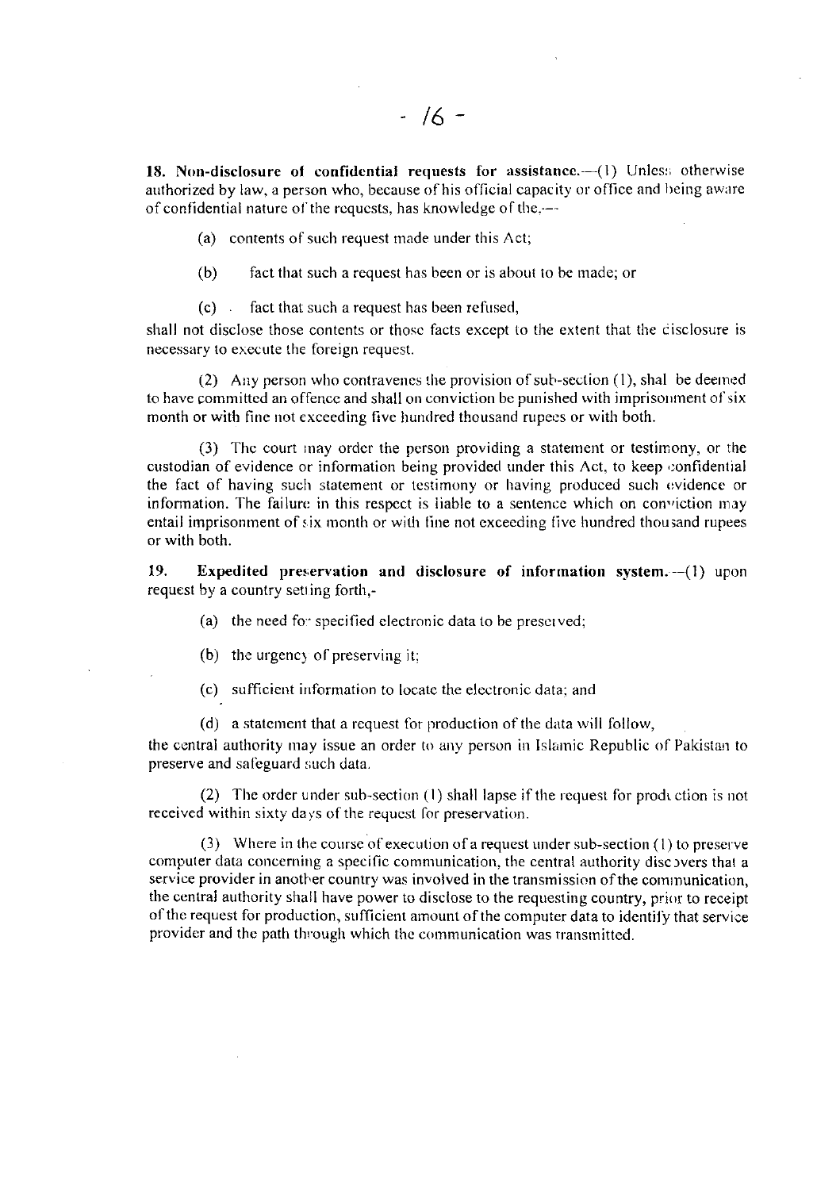**18. Non-disclosure of confidential requests for assistance.**—(1) Unless otherwise authorized by law, a person who, because of his official capacity or office and being aware of confidential nature of the requests, has knowledge of the.—

(a) contents of such request made under this Act;

(b) fact that such a request has been or is about to be made; or

(c) fact that such a request has been refused,

shall not disclose those contents or those facts except to the extent that the disclosure is necessary to execute the foreign request.

(2) Any person who contravenes the provision of sub-section (1), shal be deemed to have committed an offence and shall on conviction be punished with imprisonment of six month or with fine not exceeding five hundred thousand rupees or with both.

(3) The court may order the person providing a statement or testimony, or the custodian of evidence or information being provided under this Act, to keep confidential the fact of having such statement or testimony or having produced such evidence or information. The failure in this respect is liable to a sentence which on conviction may entail imprisonment of six month or with fine not exceeding five hundred thousand rupees or with both.

**19. Expedited preservation and disclosure of information system.**—(1) upon request by a country setting forth,-

(a) the need for specified electronic data to be preserved;

(b) the urgency of preserving it;

(c) sufficient information to locate the electronic data; and

(d) a statement that a request for production of the data will follow,

the central authority may issue an order to any person in Islamic Republic of Pakistan to preserve and safeguard such data.

(2) The order under sub-section (1) shall lapse if the request for production is not received within sixty days of the request for preservation.

(3) Where in the course of execution of a request under sub-section (1) to preserve computer data concerning a specific communication, the central authority discovers that a service provider in another country was involved in the transmission of the communication, the central authority shall have power to disclose to the requesting country, prior to receipt of the request for production, sufficient amount of the computer data to identify that service provider and the path through which the communication was transmitted.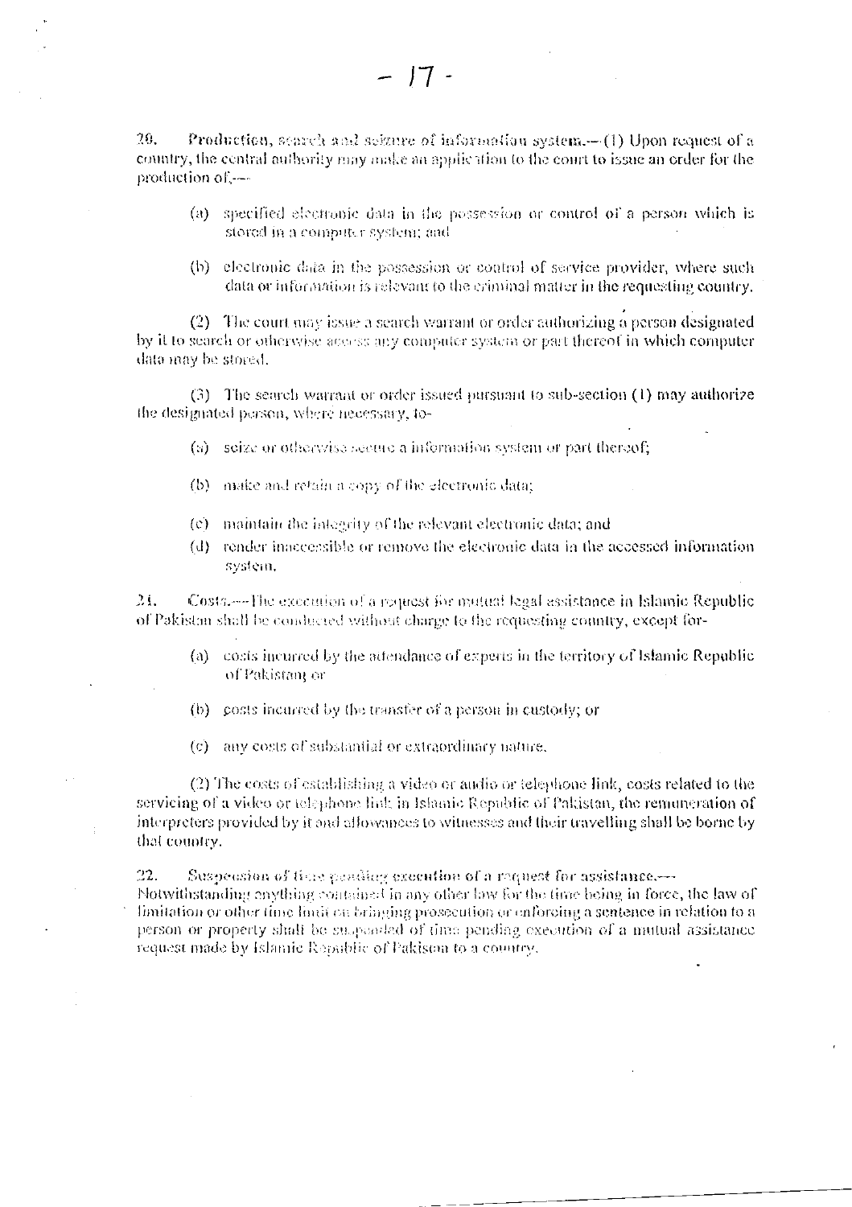20. *Production, search and seizure of information system*.—(1) Upon request of a country, the central authority may make an application to the court to issue an order for the production of,—

(a) specified electronic data in the possession or control of a person which is stored in a computer system; and

(b) electronic data in the possession or control of service provider, where such data or information is relevant to the criminal matter in the requesting country.

(2) The court may issue a search warrant or order authorizing a person designated by it to search or otherwise access any computer system or part thereof in which computer data may be stored.

(3) The search warrant or order issued pursuant to sub-section (1) may authorize the designated person, where necessary, to-

(a) seize or otherwise secure a information system or part thereof;

(b) make and retain a copy of the electronic data;

(c) maintain the integrity of the relevant electronic data; and

(d) render inaccessible or remove the electronic data in the accessed information system.

21. *Costs*.—The execution of a request for mutual legal assistance in Islamic Republic of Pakistan shall be conducted without charge to the requesting country, except for-

(a) costs incurred by the attendance of experts in the territory of Islamic Republic of Pakistan; or

(b) costs incurred by the transfer of a person in custody; or

(c) any costs of substantial or extraordinary nature.

(2) The costs of establishing a video or audio or telephone link, costs related to the servicing of a video or telephone link in Islamic Republic of Pakistan, the remuneration of interpreters provided by it and allowances to witnesses and their travelling shall be borne by that country.

22. *Suspension of time pending execution of a request for assistance*.—
Notwithstanding anything contained in any other law for the time being in force, the law of limitation or other time limit on bringing prosecution or enforcing a sentence in relation to a person or property shall be suspended of time pending execution of a mutual assistance request made by Islamic Republic of Pakistan to a country.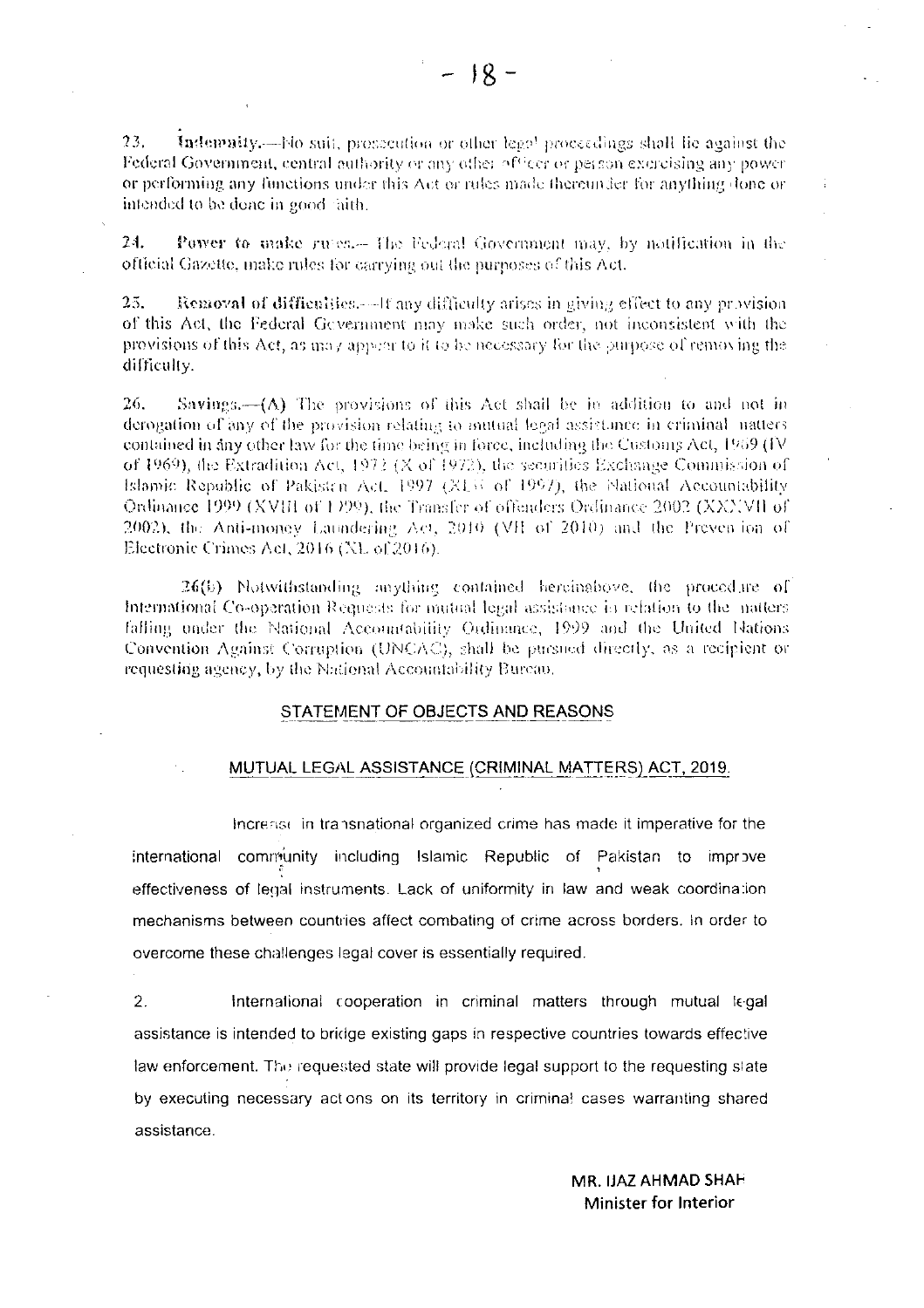23. **Indemnity.**—No suit, prosecution or other legal proceedings shall lie against the Federal Government, central authority or any other officer or person exercising any power or performing any functions under this Act or rules made thereunder for anything done or intended to be done in good faith.

24. **Power to make rules.**— The Federal Government may, by notification in the official Gazette, make rules for carrying out the purposes of this Act.

25. **Removal of difficulties.**—If any difficulty arises in giving effect to any provision of this Act, the Federal Government may make such order, not inconsistent with the provisions of this Act, as may appear to it to be necessary for the purpose of removing the difficulty.

26. **Savings.**—(A) The provisions of this Act shall be in addition to and not in derogation of any of the provision relating to mutual legal assistance in criminal matters contained in any other law for the time being in force, including the Customs Act, 1969 (IV of 1969), the Extradition Act, 1972 (X of 1972), the Securities Exchange Commission of Islamic Republic of Pakistan Act, 1997 (XLII of 1997), the National Accountability Ordinance 1999 (XVIII of 1999), the Transfer of offenders Ordinance 2002 (XXXVII of 2002), the Anti-money Laundering Act, 2010 (VII of 2010) and the Prevention of Electronic Crimes Act, 2016 (XL of 2016).

26(b) Notwithstanding anything contained hereinabove, the procedure of International Co-operation Requests for mutual legal assistance in relation to the matters falling under the National Accountability Ordinance, 1999 and the United Nations Convention Against Corruption (UNCAC), shall be pursued directly, as a recipient or requesting agency, by the National Accountability Bureau.

## STATEMENT OF OBJECTS AND REASONS

## MUTUAL LEGAL ASSISTANCE (CRIMINAL MATTERS) ACT, 2019.

Increase in transnational organized crime has made it imperative for the international community including Islamic Republic of Pakistan to improve effectiveness of legal instruments. Lack of uniformity in law and weak coordination mechanisms between countries affect combating of crime across borders. In order to overcome these challenges legal cover is essentially required.

2. International cooperation in criminal matters through mutual legal assistance is intended to bridge existing gaps in respective countries towards effective law enforcement. The requested state will provide legal support to the requesting state by executing necessary actions on its territory in criminal cases warranting shared assistance.

**MR. IJAZ AHMAD SHAH**
**Minister for Interior**